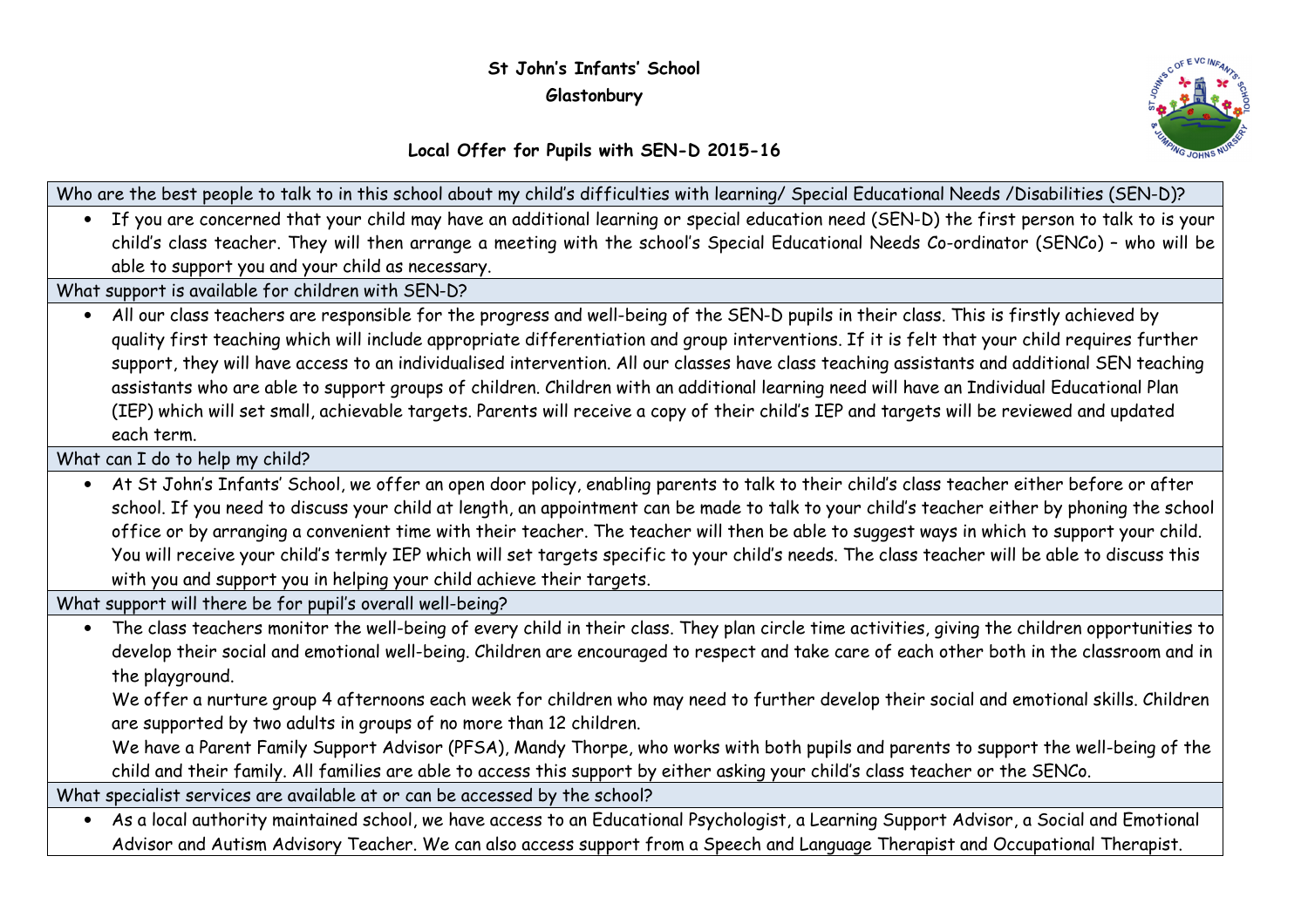# St John's Infants' School

## Glastonbury

### Local Offer for Pupils with SEN-D 2015-16

**Who are the best people to talk to in this school about my child's difficulties with learning/ Special Educational Needs /Disabilities (SEN-D)?**

- If you are concerned that your child may have an additional learning or special education need (SEN-D) the first person to talk to is your child's class teacher. They will then arrange a meeting with the school's Special Educational Needs Co-ordinator (SENCo) – who will be able to support you and your child as necessary.

**What support is available for children with SEN-D?**

- All our class teachers are responsible for the progress and well-being of the SEN-D pupils in their class. This is firstly achieved by quality first teaching which will include appropriate differentiation and group interventions. If it is felt that your child requires further support, they will have access to an individualised intervention. All our classes have class teaching assistants and additional SEN teaching assistants who are able to support groups of children. Children with an additional learning need will have an Individual Educational Plan (IEP) which will set small, achievable targets. Parents will receive a copy of their child's IEP and targets will be reviewed and updated each term.

**What can I do to help my child?**

- At St John's Infants' School, we offer an open door policy, enabling parents to talk to their child's class teacher either before or after school. If you need to discuss your child at length, an appointment can be made to talk to your child's teacher either by phoning the school office or by arranging a convenient time with their teacher. The teacher will then be able to suggest ways in which to support your child. You will receive your child's termly IEP which will set targets specific to your child's needs. The class teacher will be able to discuss this with you and support you in helping your child achieve their targets.

**What support will there be for pupil's overall well-being?**

- The class teachers monitor the well-being of every child in their class. They plan circle time activities, giving the children opportunities to develop their social and emotional well-being. Children are encouraged to respect and take care of each other both in the classroom and in the playground.

  We offer a nurture group 4 afternoons each week for children who may need to further develop their social and emotional skills. Children are supported by two adults in groups of no more than 12 children.

  We have a Parent Family Support Advisor (PFSA), Mandy Thorpe, who works with both pupils and parents to support the well-being of the child and their family. All families are able to access this support by either asking your child's class teacher or the SENCo.

**What specialist services are available at or can be accessed by the school?**

- As a local authority maintained school, we have access to an Educational Psychologist, a Learning Support Advisor, a Social and Emotional Advisor and Autism Advisory Teacher. We can also access support from a Speech and Language Therapist and Occupational Therapist.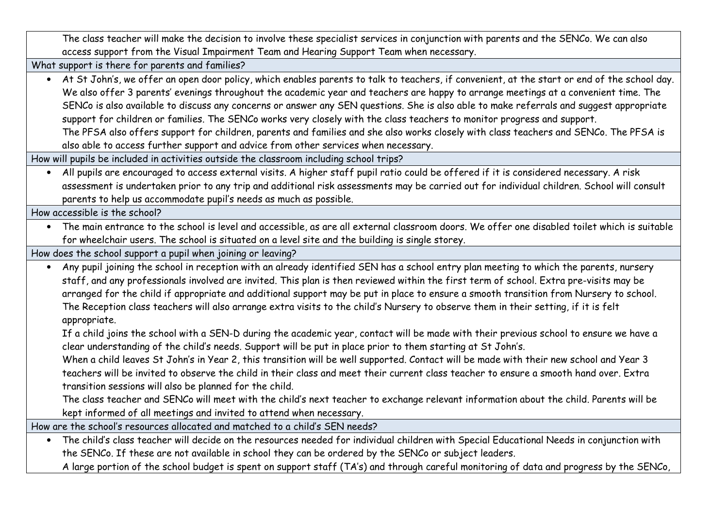The class teacher will make the decision to involve these specialist services in conjunction with parents and the SENCo. We can also access support from the Visual Impairment Team and Hearing Support Team when necessary.

### What support is there for parents and families?

- At St John's, we offer an open door policy, which enables parents to talk to teachers, if convenient, at the start or end of the school day. We also offer 3 parents' evenings throughout the academic year and teachers are happy to arrange meetings at a convenient time. The SENCo is also available to discuss any concerns or answer any SEN questions. She is also able to make referrals and suggest appropriate support for children or families. The SENCo works very closely with the class teachers to monitor progress and support.
  The PFSA also offers support for children, parents and families and she also works closely with class teachers and SENCo. The PFSA is also able to access further support and advice from other services when necessary.

### How will pupils be included in activities outside the classroom including school trips?

- All pupils are encouraged to access external visits. A higher staff pupil ratio could be offered if it is considered necessary. A risk assessment is undertaken prior to any trip and additional risk assessments may be carried out for individual children. School will consult parents to help us accommodate pupil's needs as much as possible.

### How accessible is the school?

- The main entrance to the school is level and accessible, as are all external classroom doors. We offer one disabled toilet which is suitable for wheelchair users. The school is situated on a level site and the building is single storey.

### How does the school support a pupil when joining or leaving?

- Any pupil joining the school in reception with an already identified SEN has a school entry plan meeting to which the parents, nursery staff, and any professionals involved are invited. This plan is then reviewed within the first term of school. Extra pre-visits may be arranged for the child if appropriate and additional support may be put in place to ensure a smooth transition from Nursery to school. The Reception class teachers will also arrange extra visits to the child's Nursery to observe them in their setting, if it is felt appropriate.
  If a child joins the school with a SEN-D during the academic year, contact will be made with their previous school to ensure we have a clear understanding of the child's needs. Support will be put in place prior to them starting at St John's.
  When a child leaves St John's in Year 2, this transition will be well supported. Contact will be made with their new school and Year 3 teachers will be invited to observe the child in their class and meet their current class teacher to ensure a smooth hand over. Extra transition sessions will also be planned for the child.
  The class teacher and SENCo will meet with the child's next teacher to exchange relevant information about the child. Parents will be kept informed of all meetings and invited to attend when necessary.

### How are the school's resources allocated and matched to a child's SEN needs?

- The child's class teacher will decide on the resources needed for individual children with Special Educational Needs in conjunction with the SENCo. If these are not available in school they can be ordered by the SENCo or subject leaders.
  A large portion of the school budget is spent on support staff (TA's) and through careful monitoring of data and progress by the SENCo,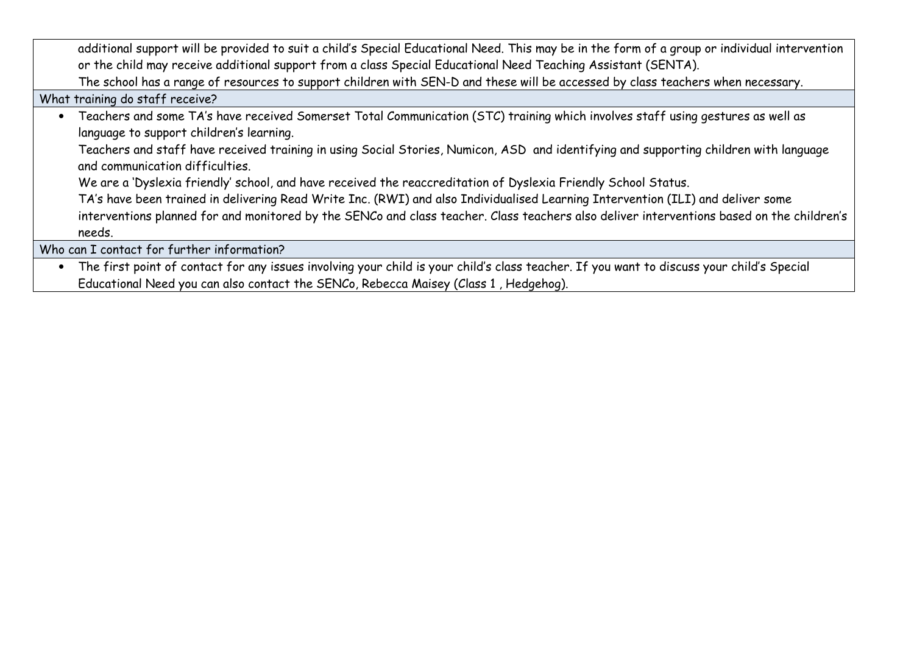additional support will be provided to suit a child's Special Educational Need. This may be in the form of a group or individual intervention or the child may receive additional support from a class Special Educational Need Teaching Assistant (SENTA).

The school has a range of resources to support children with SEN-D and these will be accessed by class teachers when necessary.

### What training do staff receive?

- Teachers and some TA's have received Somerset Total Communication (STC) training which involves staff using gestures as well as language to support children's learning.

  Teachers and staff have received training in using Social Stories, Numicon, ASD and identifying and supporting children with language and communication difficulties.

  We are a 'Dyslexia friendly' school, and have received the reaccreditation of Dyslexia Friendly School Status.

  TA's have been trained in delivering Read Write Inc. (RWI) and also Individualised Learning Intervention (ILI) and deliver some interventions planned for and monitored by the SENCo and class teacher. Class teachers also deliver interventions based on the children's needs.

### Who can I contact for further information?

- The first point of contact for any issues involving your child is your child's class teacher. If you want to discuss your child's Special Educational Need you can also contact the SENCo, Rebecca Maisey (Class 1 , Hedgehog).